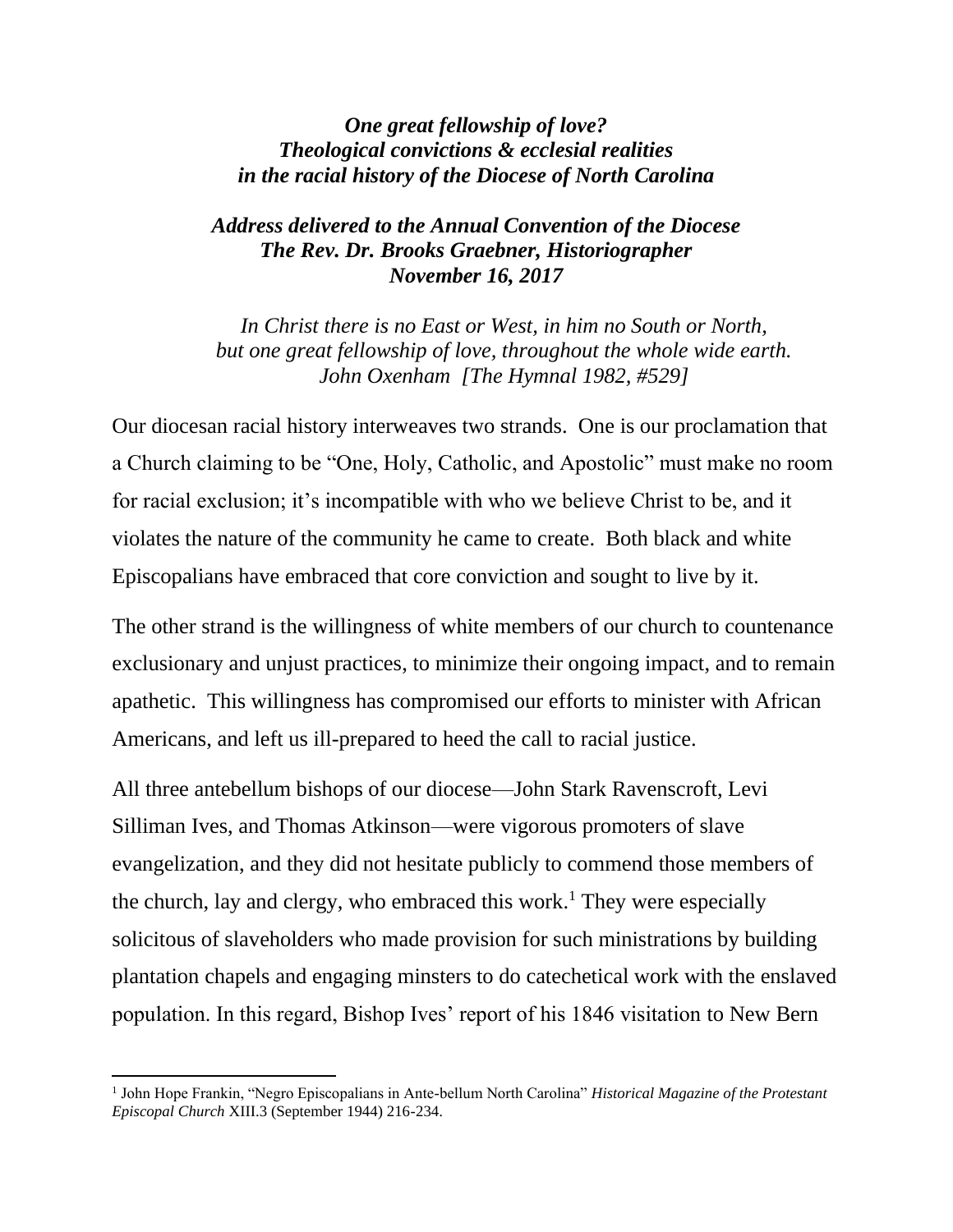***One great fellowship of love?***
***Theological convictions & ecclesial realities***
***in the racial history of the Diocese of North Carolina***

***Address delivered to the Annual Convention of the Diocese***
***The Rev. Dr. Brooks Graebner, Historiographer***
***November 16, 2017***

*In Christ there is no East or West, in him no South or North,*
*but one great fellowship of love, throughout the whole wide earth.*
*John Oxenham [The Hymnal 1982, #529]*

Our diocesan racial history interweaves two strands. One is our proclamation that a Church claiming to be "One, Holy, Catholic, and Apostolic" must make no room for racial exclusion; it's incompatible with who we believe Christ to be, and it violates the nature of the community he came to create. Both black and white Episcopalians have embraced that core conviction and sought to live by it.

The other strand is the willingness of white members of our church to countenance exclusionary and unjust practices, to minimize their ongoing impact, and to remain apathetic. This willingness has compromised our efforts to minister with African Americans, and left us ill-prepared to heed the call to racial justice.

All three antebellum bishops of our diocese—John Stark Ravenscroft, Levi Silliman Ives, and Thomas Atkinson—were vigorous promoters of slave evangelization, and they did not hesitate publicly to commend those members of the church, lay and clergy, who embraced this work.[1] They were especially solicitous of slaveholders who made provision for such ministrations by building plantation chapels and engaging minsters to do catechetical work with the enslaved population. In this regard, Bishop Ives' report of his 1846 visitation to New Bern

---

[1] John Hope Frankin, "Negro Episcopalians in Ante-bellum North Carolina" *Historical Magazine of the Protestant Episcopal Church* XIII.3 (September 1944) 216-234.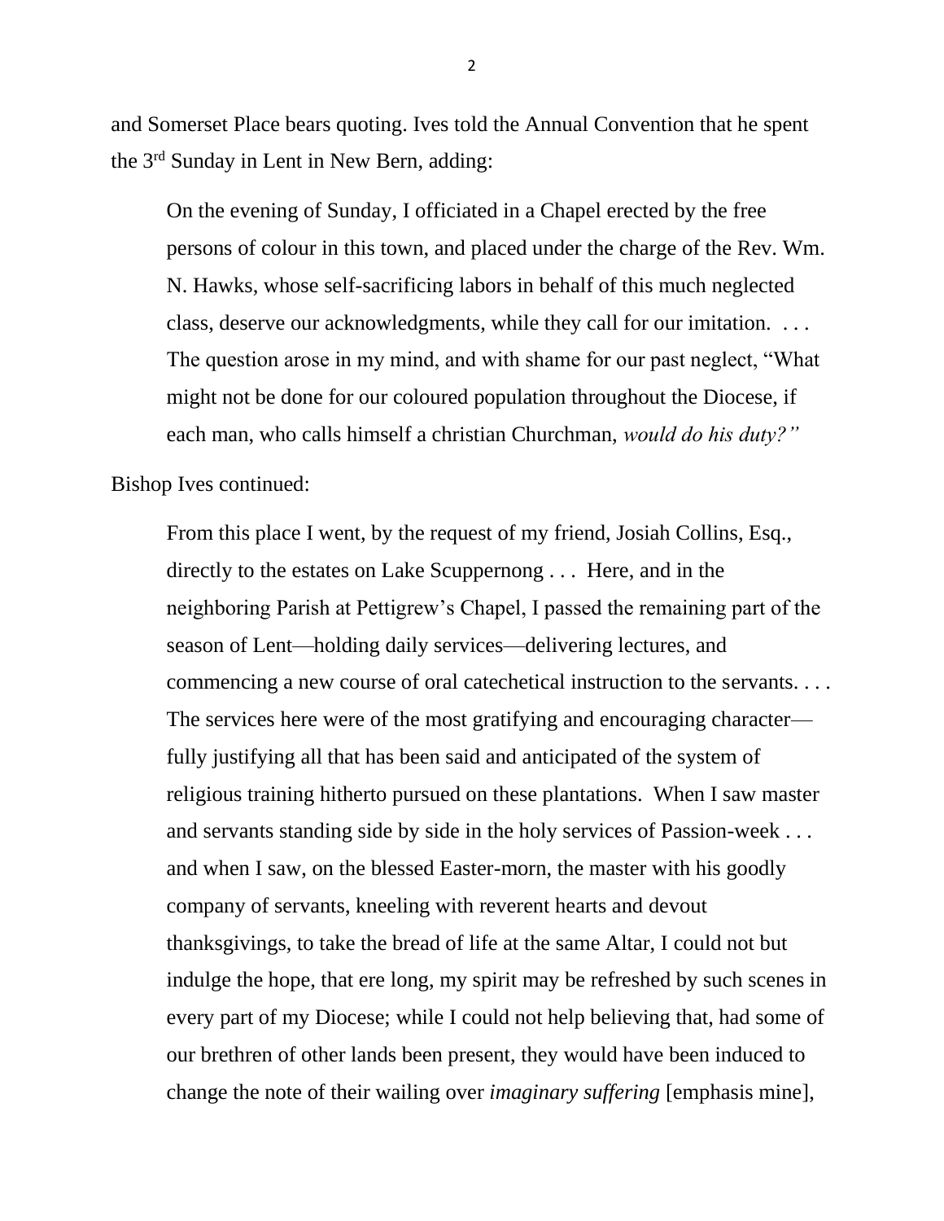and Somerset Place bears quoting. Ives told the Annual Convention that he spent the 3rd Sunday in Lent in New Bern, adding:

> On the evening of Sunday, I officiated in a Chapel erected by the free persons of colour in this town, and placed under the charge of the Rev. Wm. N. Hawks, whose self-sacrificing labors in behalf of this much neglected class, deserve our acknowledgments, while they call for our imitation. . . . The question arose in my mind, and with shame for our past neglect, "What might not be done for our coloured population throughout the Diocese, if each man, who calls himself a christian Churchman, *would do his duty?"*

Bishop Ives continued:

> From this place I went, by the request of my friend, Josiah Collins, Esq., directly to the estates on Lake Scuppernong . . . Here, and in the neighboring Parish at Pettigrew's Chapel, I passed the remaining part of the season of Lent—holding daily services—delivering lectures, and commencing a new course of oral catechetical instruction to the servants. . . . The services here were of the most gratifying and encouraging character—fully justifying all that has been said and anticipated of the system of religious training hitherto pursued on these plantations. When I saw master and servants standing side by side in the holy services of Passion-week . . . and when I saw, on the blessed Easter-morn, the master with his goodly company of servants, kneeling with reverent hearts and devout thanksgivings, to take the bread of life at the same Altar, I could not but indulge the hope, that ere long, my spirit may be refreshed by such scenes in every part of my Diocese; while I could not help believing that, had some of our brethren of other lands been present, they would have been induced to change the note of their wailing over *imaginary suffering* [emphasis mine],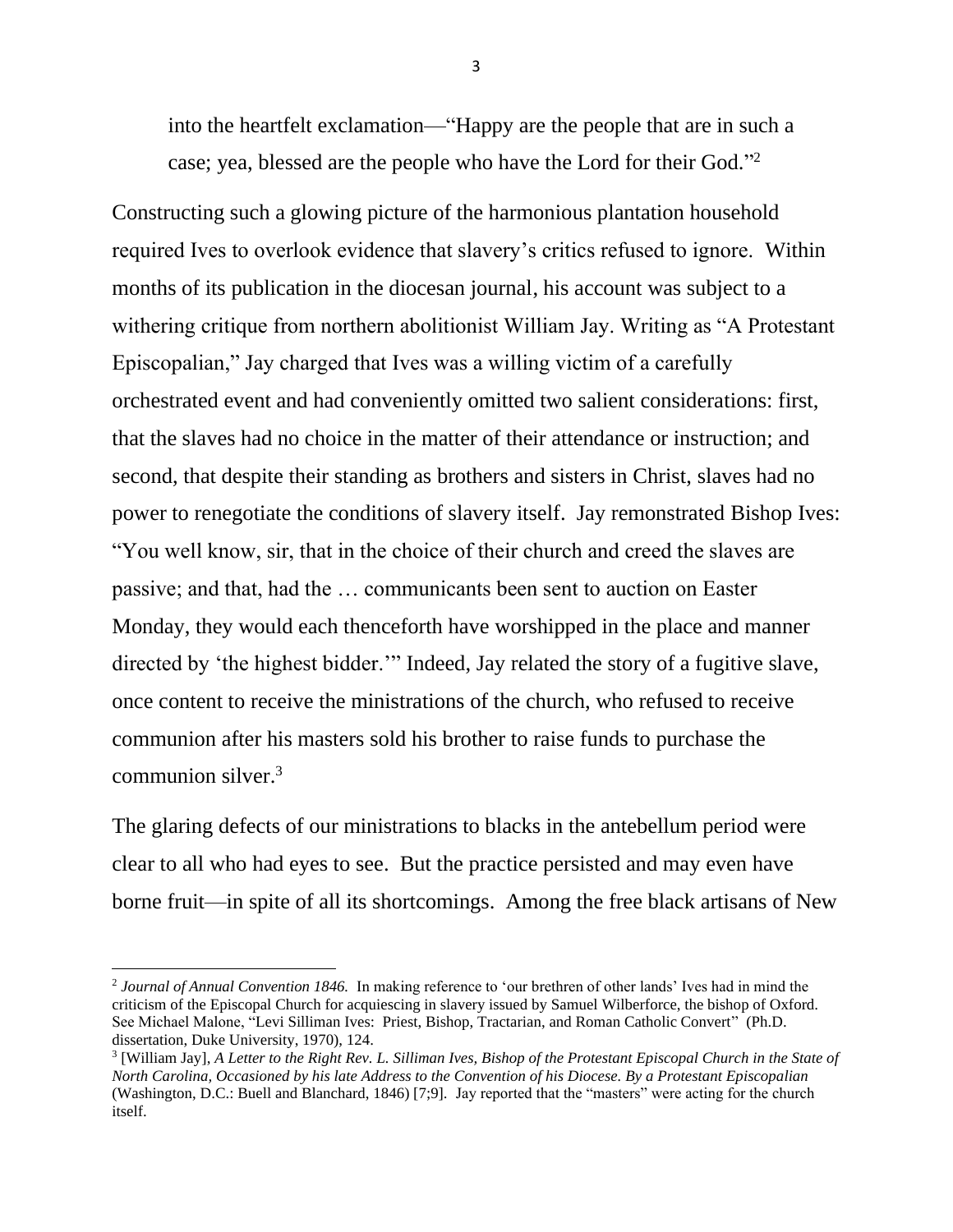into the heartfelt exclamation—"Happy are the people that are in such a case; yea, blessed are the people who have the Lord for their God."[2]

Constructing such a glowing picture of the harmonious plantation household required Ives to overlook evidence that slavery's critics refused to ignore. Within months of its publication in the diocesan journal, his account was subject to a withering critique from northern abolitionist William Jay. Writing as "A Protestant Episcopalian," Jay charged that Ives was a willing victim of a carefully orchestrated event and had conveniently omitted two salient considerations: first, that the slaves had no choice in the matter of their attendance or instruction; and second, that despite their standing as brothers and sisters in Christ, slaves had no power to renegotiate the conditions of slavery itself. Jay remonstrated Bishop Ives: "You well know, sir, that in the choice of their church and creed the slaves are passive; and that, had the … communicants been sent to auction on Easter Monday, they would each thenceforth have worshipped in the place and manner directed by 'the highest bidder.'" Indeed, Jay related the story of a fugitive slave, once content to receive the ministrations of the church, who refused to receive communion after his masters sold his brother to raise funds to purchase the communion silver.[3]

The glaring defects of our ministrations to blacks in the antebellum period were clear to all who had eyes to see. But the practice persisted and may even have borne fruit—in spite of all its shortcomings. Among the free black artisans of New

---

[2] *Journal of Annual Convention 1846.* In making reference to 'our brethren of other lands' Ives had in mind the criticism of the Episcopal Church for acquiescing in slavery issued by Samuel Wilberforce, the bishop of Oxford. See Michael Malone, "Levi Silliman Ives: Priest, Bishop, Tractarian, and Roman Catholic Convert" (Ph.D. dissertation, Duke University, 1970), 124.

[3] [William Jay], *A Letter to the Right Rev. L. Silliman Ives, Bishop of the Protestant Episcopal Church in the State of North Carolina, Occasioned by his late Address to the Convention of his Diocese. By a Protestant Episcopalian* (Washington, D.C.: Buell and Blanchard, 1846) [7;9]. Jay reported that the "masters" were acting for the church itself.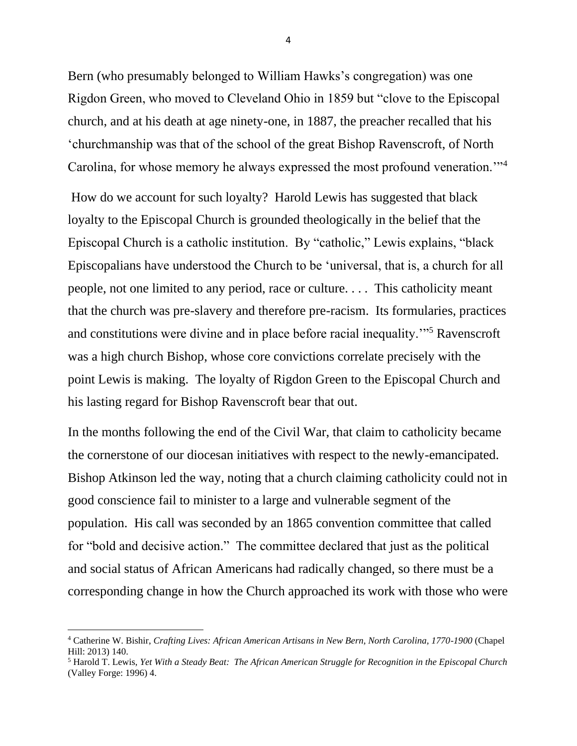Bern (who presumably belonged to William Hawks's congregation) was one Rigdon Green, who moved to Cleveland Ohio in 1859 but "clove to the Episcopal church, and at his death at age ninety-one, in 1887, the preacher recalled that his 'churchmanship was that of the school of the great Bishop Ravenscroft, of North Carolina, for whose memory he always expressed the most profound veneration.'"[4]

How do we account for such loyalty? Harold Lewis has suggested that black loyalty to the Episcopal Church is grounded theologically in the belief that the Episcopal Church is a catholic institution. By "catholic," Lewis explains, "black Episcopalians have understood the Church to be 'universal, that is, a church for all people, not one limited to any period, race or culture. . . . This catholicity meant that the church was pre-slavery and therefore pre-racism. Its formularies, practices and constitutions were divine and in place before racial inequality.'"[5] Ravenscroft was a high church Bishop, whose core convictions correlate precisely with the point Lewis is making. The loyalty of Rigdon Green to the Episcopal Church and his lasting regard for Bishop Ravenscroft bear that out.

In the months following the end of the Civil War, that claim to catholicity became the cornerstone of our diocesan initiatives with respect to the newly-emancipated. Bishop Atkinson led the way, noting that a church claiming catholicity could not in good conscience fail to minister to a large and vulnerable segment of the population. His call was seconded by an 1865 convention committee that called for "bold and decisive action." The committee declared that just as the political and social status of African Americans had radically changed, so there must be a corresponding change in how the Church approached its work with those who were

---

[4] Catherine W. Bishir, *Crafting Lives: African American Artisans in New Bern, North Carolina, 1770-1900* (Chapel Hill: 2013) 140.

[5] Harold T. Lewis, *Yet With a Steady Beat: The African American Struggle for Recognition in the Episcopal Church* (Valley Forge: 1996) 4.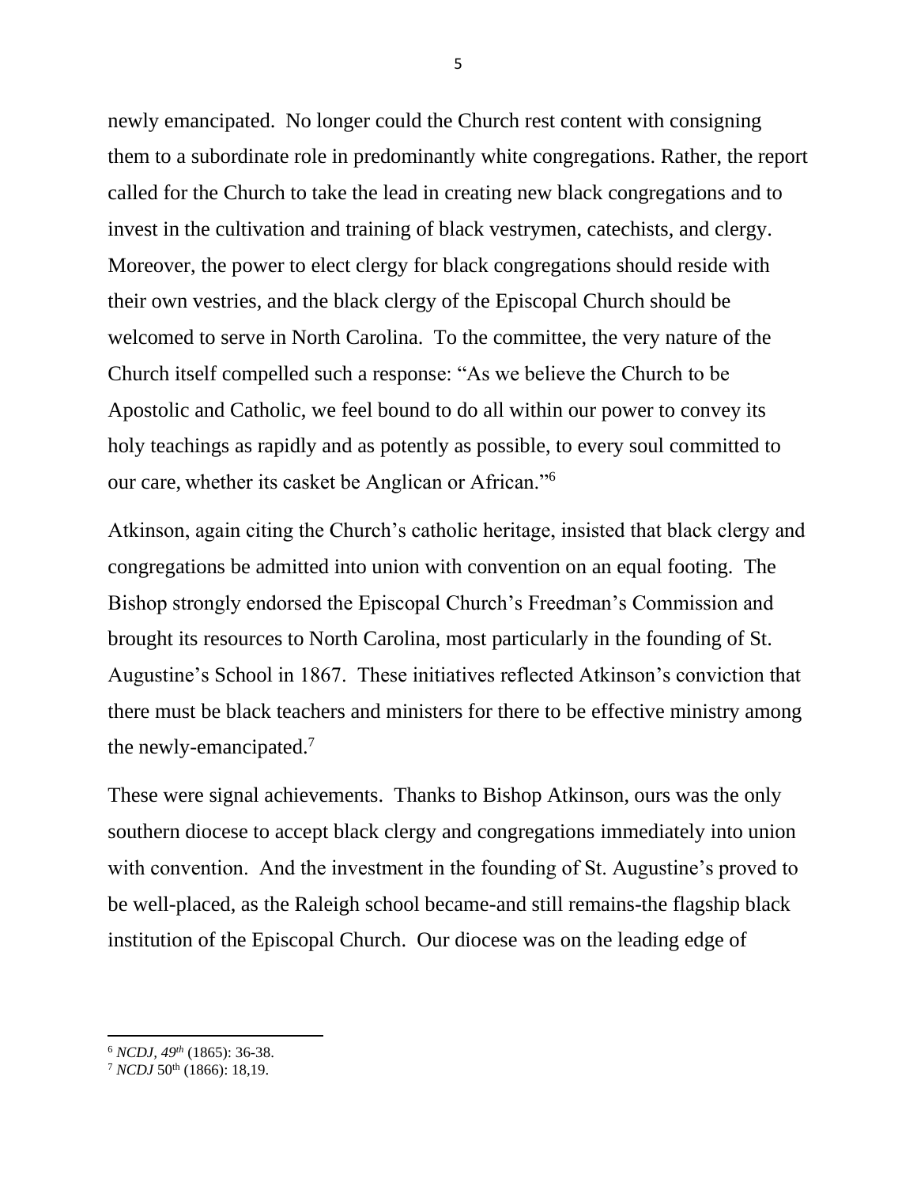newly emancipated. No longer could the Church rest content with consigning them to a subordinate role in predominantly white congregations. Rather, the report called for the Church to take the lead in creating new black congregations and to invest in the cultivation and training of black vestrymen, catechists, and clergy. Moreover, the power to elect clergy for black congregations should reside with their own vestries, and the black clergy of the Episcopal Church should be welcomed to serve in North Carolina. To the committee, the very nature of the Church itself compelled such a response: "As we believe the Church to be Apostolic and Catholic, we feel bound to do all within our power to convey its holy teachings as rapidly and as potently as possible, to every soul committed to our care, whether its casket be Anglican or African."[6]

Atkinson, again citing the Church's catholic heritage, insisted that black clergy and congregations be admitted into union with convention on an equal footing. The Bishop strongly endorsed the Episcopal Church's Freedman's Commission and brought its resources to North Carolina, most particularly in the founding of St. Augustine's School in 1867. These initiatives reflected Atkinson's conviction that there must be black teachers and ministers for there to be effective ministry among the newly-emancipated.[7]

These were signal achievements. Thanks to Bishop Atkinson, ours was the only southern diocese to accept black clergy and congregations immediately into union with convention. And the investment in the founding of St. Augustine's proved to be well-placed, as the Raleigh school became-and still remains-the flagship black institution of the Episcopal Church. Our diocese was on the leading edge of

---

[6] *NCDJ, 49th* (1865): 36-38.

[7] *NCDJ* 50th (1866): 18,19.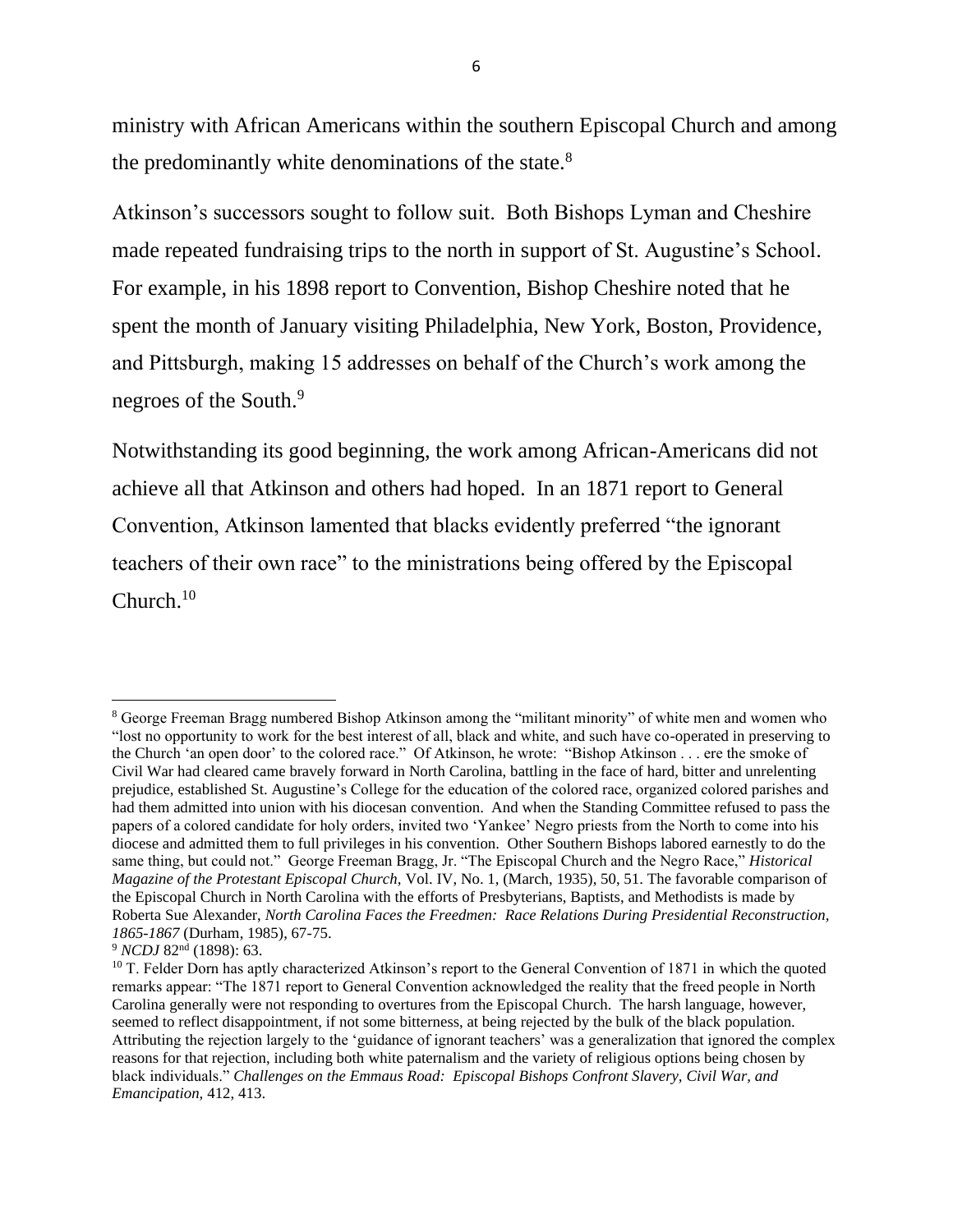ministry with African Americans within the southern Episcopal Church and among the predominantly white denominations of the state.[8]

Atkinson's successors sought to follow suit. Both Bishops Lyman and Cheshire made repeated fundraising trips to the north in support of St. Augustine's School. For example, in his 1898 report to Convention, Bishop Cheshire noted that he spent the month of January visiting Philadelphia, New York, Boston, Providence, and Pittsburgh, making 15 addresses on behalf of the Church's work among the negroes of the South.[9]

Notwithstanding its good beginning, the work among African-Americans did not achieve all that Atkinson and others had hoped. In an 1871 report to General Convention, Atkinson lamented that blacks evidently preferred "the ignorant teachers of their own race" to the ministrations being offered by the Episcopal Church.[10]

---

[8] George Freeman Bragg numbered Bishop Atkinson among the "militant minority" of white men and women who "lost no opportunity to work for the best interest of all, black and white, and such have co-operated in preserving to the Church 'an open door' to the colored race." Of Atkinson, he wrote: "Bishop Atkinson . . . ere the smoke of Civil War had cleared came bravely forward in North Carolina, battling in the face of hard, bitter and unrelenting prejudice, established St. Augustine's College for the education of the colored race, organized colored parishes and had them admitted into union with his diocesan convention. And when the Standing Committee refused to pass the papers of a colored candidate for holy orders, invited two 'Yankee' Negro priests from the North to come into his diocese and admitted them to full privileges in his convention. Other Southern Bishops labored earnestly to do the same thing, but could not." George Freeman Bragg, Jr. "The Episcopal Church and the Negro Race," *Historical Magazine of the Protestant Episcopal Church,* Vol. IV, No. 1, (March, 1935), 50, 51. The favorable comparison of the Episcopal Church in North Carolina with the efforts of Presbyterians, Baptists, and Methodists is made by Roberta Sue Alexander, *North Carolina Faces the Freedmen: Race Relations During Presidential Reconstruction, 1865-1867* (Durham, 1985), 67-75.

[9] *NCDJ* 82nd (1898): 63.

[10] T. Felder Dorn has aptly characterized Atkinson's report to the General Convention of 1871 in which the quoted remarks appear: "The 1871 report to General Convention acknowledged the reality that the freed people in North Carolina generally were not responding to overtures from the Episcopal Church. The harsh language, however, seemed to reflect disappointment, if not some bitterness, at being rejected by the bulk of the black population. Attributing the rejection largely to the 'guidance of ignorant teachers' was a generalization that ignored the complex reasons for that rejection, including both white paternalism and the variety of religious options being chosen by black individuals." *Challenges on the Emmaus Road: Episcopal Bishops Confront Slavery, Civil War, and Emancipation,* 412, 413.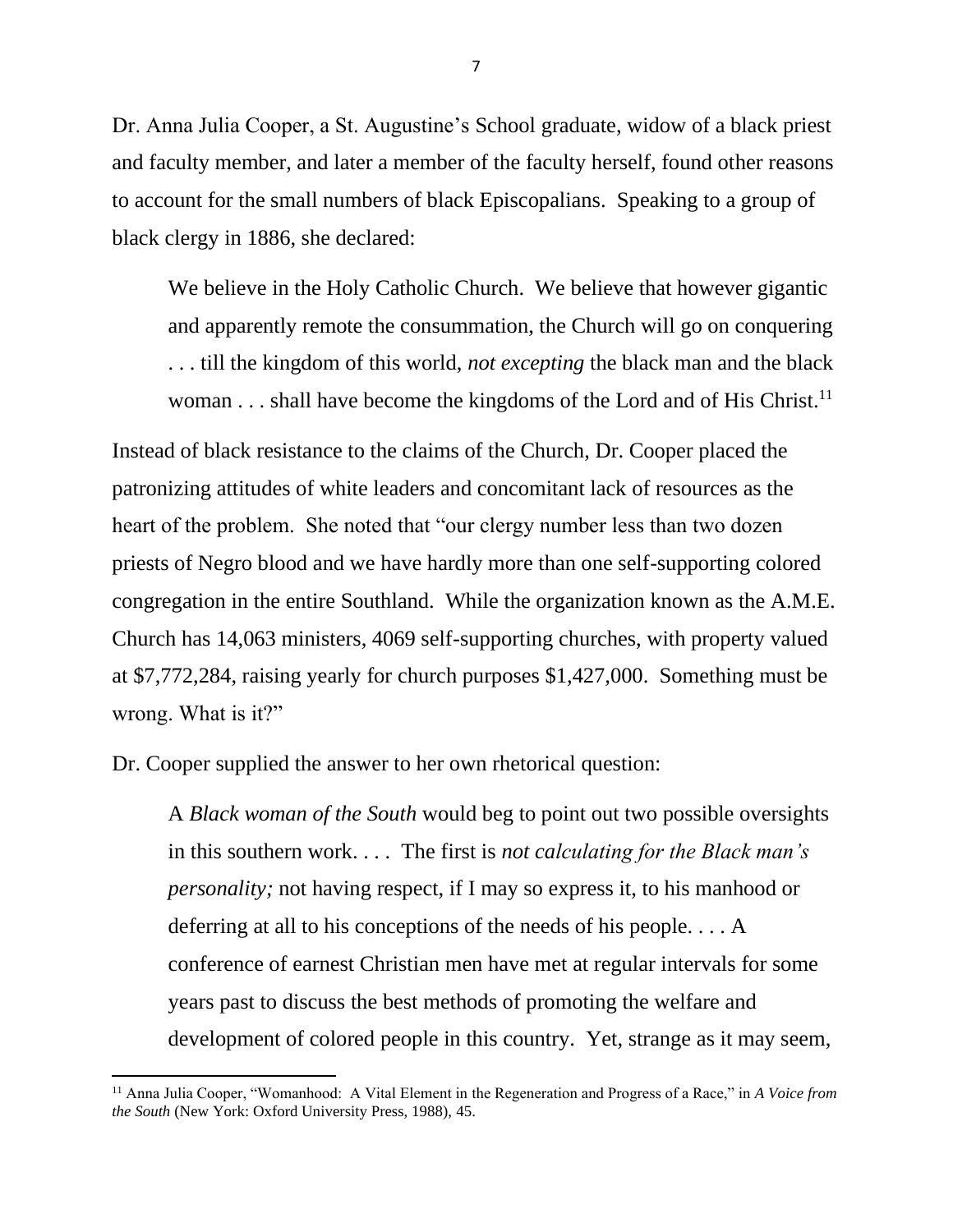Dr. Anna Julia Cooper, a St. Augustine's School graduate, widow of a black priest and faculty member, and later a member of the faculty herself, found other reasons to account for the small numbers of black Episcopalians. Speaking to a group of black clergy in 1886, she declared:

> We believe in the Holy Catholic Church. We believe that however gigantic and apparently remote the consummation, the Church will go on conquering . . . till the kingdom of this world, *not excepting* the black man and the black woman . . . shall have become the kingdoms of the Lord and of His Christ.[11]

Instead of black resistance to the claims of the Church, Dr. Cooper placed the patronizing attitudes of white leaders and concomitant lack of resources as the heart of the problem. She noted that "our clergy number less than two dozen priests of Negro blood and we have hardly more than one self-supporting colored congregation in the entire Southland. While the organization known as the A.M.E. Church has 14,063 ministers, 4069 self-supporting churches, with property valued at $7,772,284, raising yearly for church purposes $1,427,000. Something must be wrong. What is it?"

Dr. Cooper supplied the answer to her own rhetorical question:

> A *Black woman of the South* would beg to point out two possible oversights in this southern work. . . . The first is *not calculating for the Black man's personality;* not having respect, if I may so express it, to his manhood or deferring at all to his conceptions of the needs of his people. . . . A conference of earnest Christian men have met at regular intervals for some years past to discuss the best methods of promoting the welfare and development of colored people in this country. Yet, strange as it may seem,

[11] Anna Julia Cooper, "Womanhood: A Vital Element in the Regeneration and Progress of a Race," in *A Voice from the South* (New York: Oxford University Press, 1988), 45.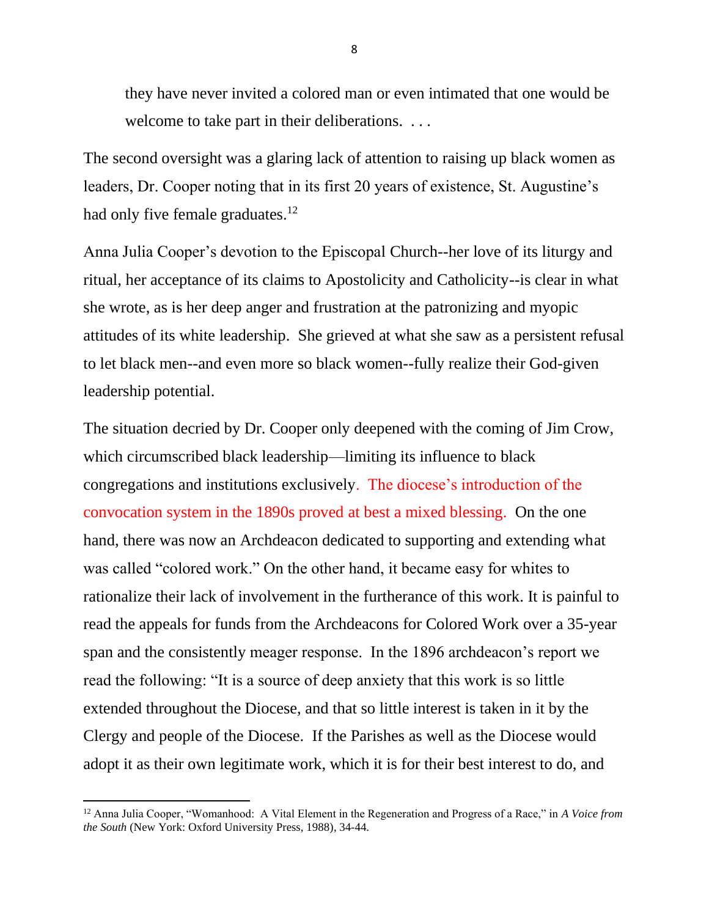> they have never invited a colored man or even intimated that one would be welcome to take part in their deliberations. . . .

The second oversight was a glaring lack of attention to raising up black women as leaders, Dr. Cooper noting that in its first 20 years of existence, St. Augustine's had only five female graduates.[12]

Anna Julia Cooper's devotion to the Episcopal Church--her love of its liturgy and ritual, her acceptance of its claims to Apostolicity and Catholicity--is clear in what she wrote, as is her deep anger and frustration at the patronizing and myopic attitudes of its white leadership. She grieved at what she saw as a persistent refusal to let black men--and even more so black women--fully realize their God-given leadership potential.

The situation decried by Dr. Cooper only deepened with the coming of Jim Crow, which circumscribed black leadership—limiting its influence to black congregations and institutions exclusively. The diocese's introduction of the convocation system in the 1890s proved at best a mixed blessing. On the one hand, there was now an Archdeacon dedicated to supporting and extending what was called "colored work." On the other hand, it became easy for whites to rationalize their lack of involvement in the furtherance of this work. It is painful to read the appeals for funds from the Archdeacons for Colored Work over a 35-year span and the consistently meager response. In the 1896 archdeacon's report we read the following: "It is a source of deep anxiety that this work is so little extended throughout the Diocese, and that so little interest is taken in it by the Clergy and people of the Diocese. If the Parishes as well as the Diocese would adopt it as their own legitimate work, which it is for their best interest to do, and

[12] Anna Julia Cooper, "Womanhood: A Vital Element in the Regeneration and Progress of a Race," in *A Voice from the South* (New York: Oxford University Press, 1988), 34-44.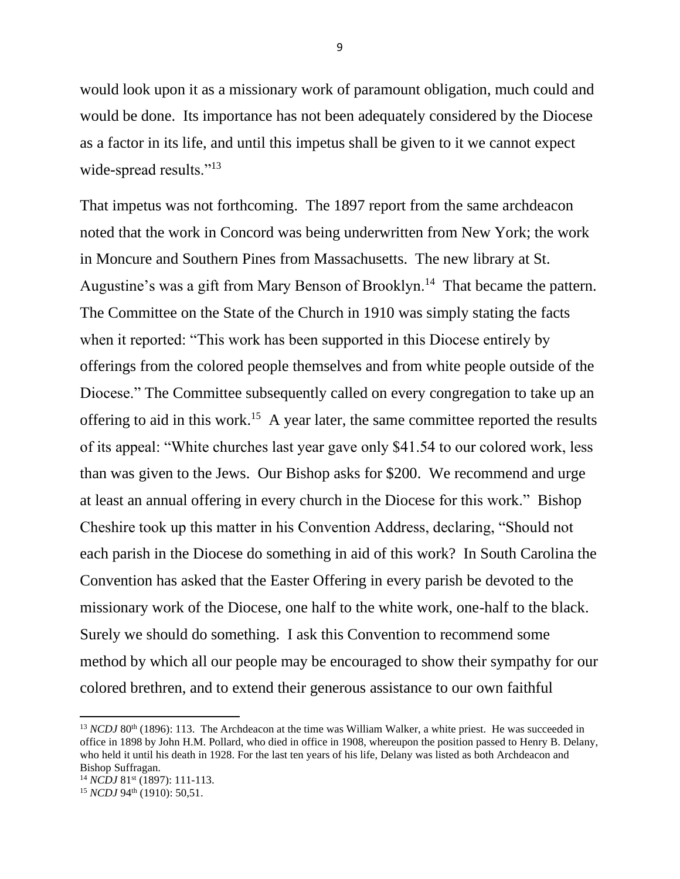would look upon it as a missionary work of paramount obligation, much could and would be done. Its importance has not been adequately considered by the Diocese as a factor in its life, and until this impetus shall be given to it we cannot expect wide-spread results."[13]

That impetus was not forthcoming. The 1897 report from the same archdeacon noted that the work in Concord was being underwritten from New York; the work in Moncure and Southern Pines from Massachusetts. The new library at St. Augustine's was a gift from Mary Benson of Brooklyn.[14] That became the pattern. The Committee on the State of the Church in 1910 was simply stating the facts when it reported: "This work has been supported in this Diocese entirely by offerings from the colored people themselves and from white people outside of the Diocese." The Committee subsequently called on every congregation to take up an offering to aid in this work.[15] A year later, the same committee reported the results of its appeal: "White churches last year gave only $41.54 to our colored work, less than was given to the Jews. Our Bishop asks for $200. We recommend and urge at least an annual offering in every church in the Diocese for this work." Bishop Cheshire took up this matter in his Convention Address, declaring, "Should not each parish in the Diocese do something in aid of this work? In South Carolina the Convention has asked that the Easter Offering in every parish be devoted to the missionary work of the Diocese, one half to the white work, one-half to the black. Surely we should do something. I ask this Convention to recommend some method by which all our people may be encouraged to show their sympathy for our colored brethren, and to extend their generous assistance to our own faithful

---

[13] *NCDJ* 80th (1896): 113. The Archdeacon at the time was William Walker, a white priest. He was succeeded in office in 1898 by John H.M. Pollard, who died in office in 1908, whereupon the position passed to Henry B. Delany, who held it until his death in 1928. For the last ten years of his life, Delany was listed as both Archdeacon and Bishop Suffragan.

[14] *NCDJ* 81st (1897): 111-113.

[15] *NCDJ* 94th (1910): 50,51.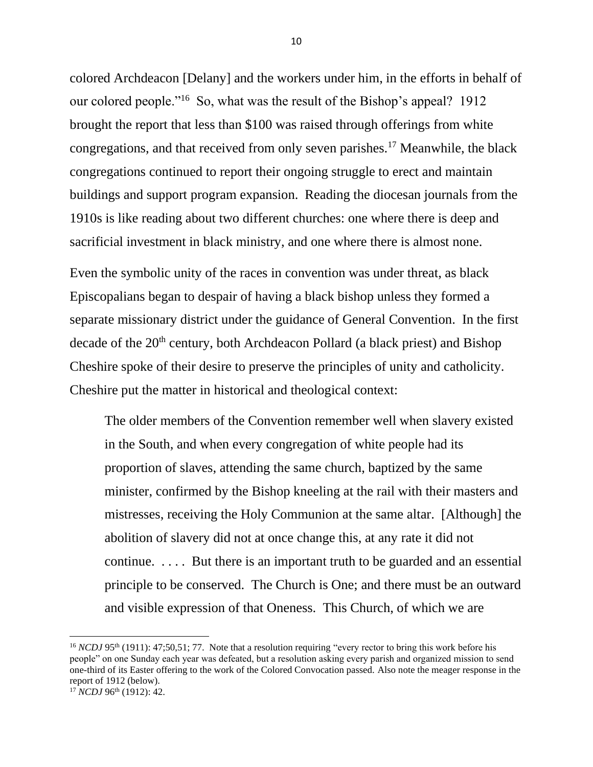colored Archdeacon [Delany] and the workers under him, in the efforts in behalf of our colored people."[16] So, what was the result of the Bishop's appeal? 1912 brought the report that less than $100 was raised through offerings from white congregations, and that received from only seven parishes.[17] Meanwhile, the black congregations continued to report their ongoing struggle to erect and maintain buildings and support program expansion. Reading the diocesan journals from the 1910s is like reading about two different churches: one where there is deep and sacrificial investment in black ministry, and one where there is almost none.

Even the symbolic unity of the races in convention was under threat, as black Episcopalians began to despair of having a black bishop unless they formed a separate missionary district under the guidance of General Convention. In the first decade of the 20th century, both Archdeacon Pollard (a black priest) and Bishop Cheshire spoke of their desire to preserve the principles of unity and catholicity. Cheshire put the matter in historical and theological context:

> The older members of the Convention remember well when slavery existed in the South, and when every congregation of white people had its proportion of slaves, attending the same church, baptized by the same minister, confirmed by the Bishop kneeling at the rail with their masters and mistresses, receiving the Holy Communion at the same altar. [Although] the abolition of slavery did not at once change this, at any rate it did not continue. . . . . But there is an important truth to be guarded and an essential principle to be conserved. The Church is One; and there must be an outward and visible expression of that Oneness. This Church, of which we are

---

[16] *NCDJ* 95th (1911): 47;50,51; 77. Note that a resolution requiring "every rector to bring this work before his people" on one Sunday each year was defeated, but a resolution asking every parish and organized mission to send one-third of its Easter offering to the work of the Colored Convocation passed. Also note the meager response in the report of 1912 (below).

[17] *NCDJ* 96th (1912): 42.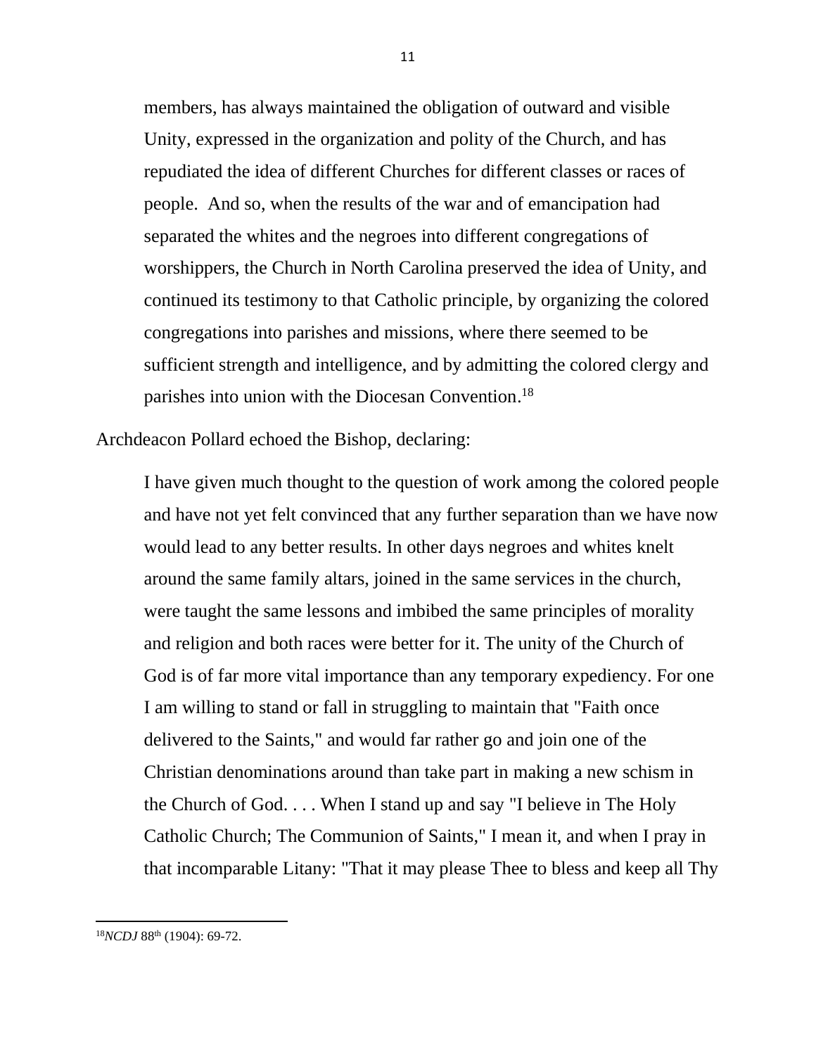> members, has always maintained the obligation of outward and visible Unity, expressed in the organization and polity of the Church, and has repudiated the idea of different Churches for different classes or races of people. And so, when the results of the war and of emancipation had separated the whites and the negroes into different congregations of worshippers, the Church in North Carolina preserved the idea of Unity, and continued its testimony to that Catholic principle, by organizing the colored congregations into parishes and missions, where there seemed to be sufficient strength and intelligence, and by admitting the colored clergy and parishes into union with the Diocesan Convention.[18]

Archdeacon Pollard echoed the Bishop, declaring:

> I have given much thought to the question of work among the colored people and have not yet felt convinced that any further separation than we have now would lead to any better results. In other days negroes and whites knelt around the same family altars, joined in the same services in the church, were taught the same lessons and imbibed the same principles of morality and religion and both races were better for it. The unity of the Church of God is of far more vital importance than any temporary expediency. For one I am willing to stand or fall in struggling to maintain that "Faith once delivered to the Saints," and would far rather go and join one of the Christian denominations around than take part in making a new schism in the Church of God. . . . When I stand up and say "I believe in The Holy Catholic Church; The Communion of Saints," I mean it, and when I pray in that incomparable Litany: "That it may please Thee to bless and keep all Thy

---

[18] *NCDJ* 88th (1904): 69-72.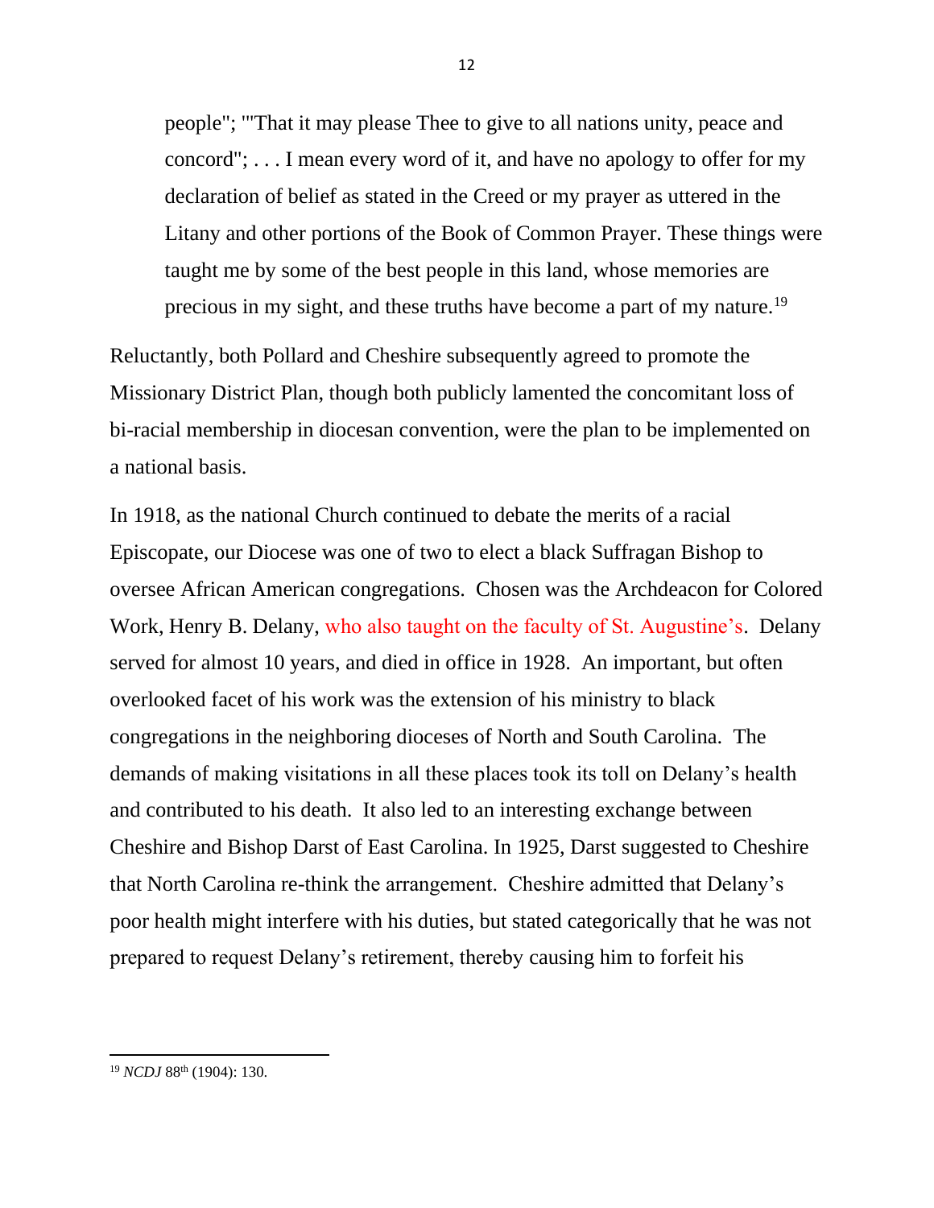> people"; '"That it may please Thee to give to all nations unity, peace and concord"; . . . I mean every word of it, and have no apology to offer for my declaration of belief as stated in the Creed or my prayer as uttered in the Litany and other portions of the Book of Common Prayer. These things were taught me by some of the best people in this land, whose memories are precious in my sight, and these truths have become a part of my nature.[19]

Reluctantly, both Pollard and Cheshire subsequently agreed to promote the Missionary District Plan, though both publicly lamented the concomitant loss of bi-racial membership in diocesan convention, were the plan to be implemented on a national basis.

In 1918, as the national Church continued to debate the merits of a racial Episcopate, our Diocese was one of two to elect a black Suffragan Bishop to oversee African American congregations. Chosen was the Archdeacon for Colored Work, Henry B. Delany, who also taught on the faculty of St. Augustine's. Delany served for almost 10 years, and died in office in 1928. An important, but often overlooked facet of his work was the extension of his ministry to black congregations in the neighboring dioceses of North and South Carolina. The demands of making visitations in all these places took its toll on Delany's health and contributed to his death. It also led to an interesting exchange between Cheshire and Bishop Darst of East Carolina. In 1925, Darst suggested to Cheshire that North Carolina re-think the arrangement. Cheshire admitted that Delany's poor health might interfere with his duties, but stated categorically that he was not prepared to request Delany's retirement, thereby causing him to forfeit his

---

[19] *NCDJ* 88th (1904): 130.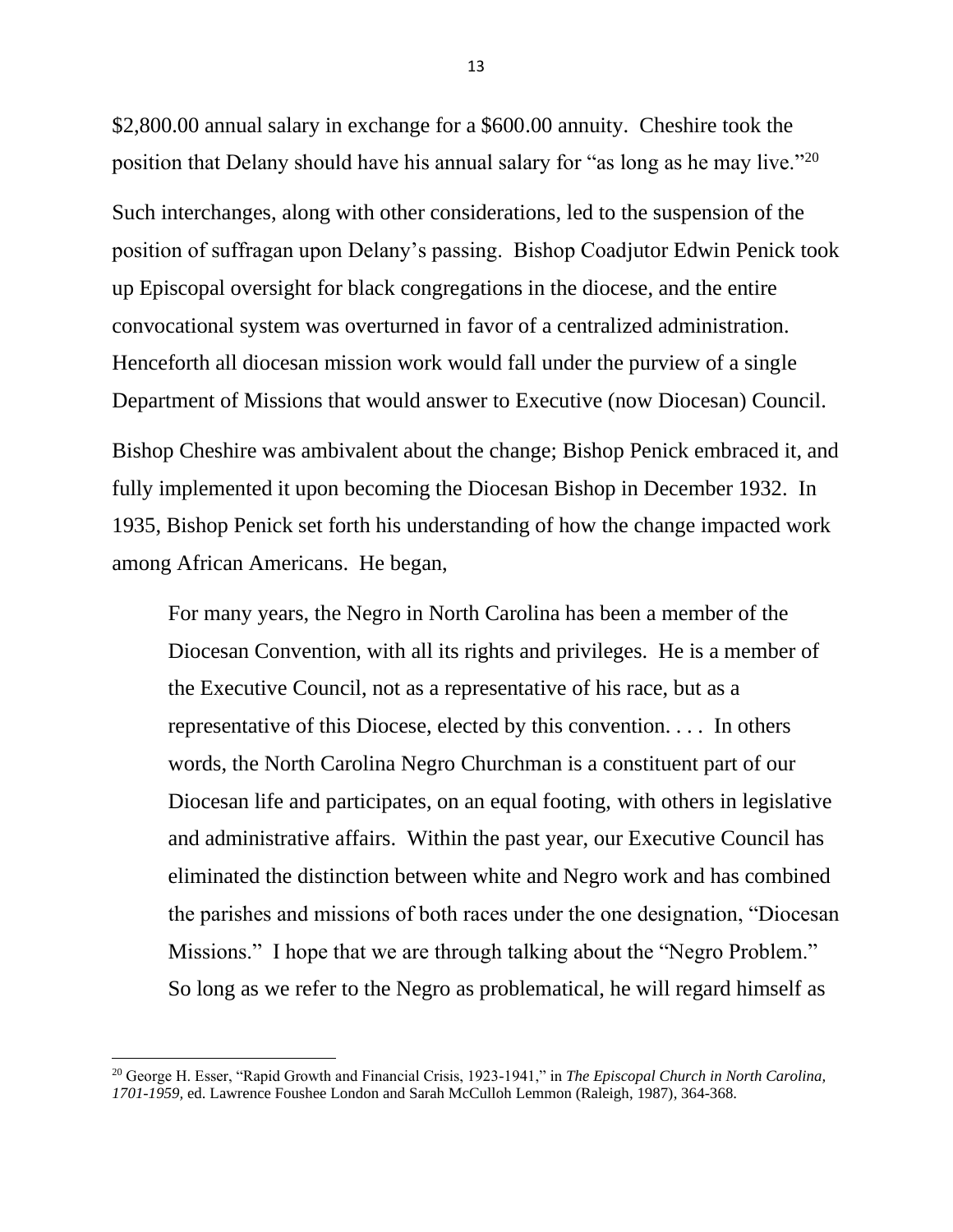$2,800.00 annual salary in exchange for a $600.00 annuity. Cheshire took the position that Delany should have his annual salary for "as long as he may live."[20]

Such interchanges, along with other considerations, led to the suspension of the position of suffragan upon Delany's passing. Bishop Coadjutor Edwin Penick took up Episcopal oversight for black congregations in the diocese, and the entire convocational system was overturned in favor of a centralized administration. Henceforth all diocesan mission work would fall under the purview of a single Department of Missions that would answer to Executive (now Diocesan) Council.

Bishop Cheshire was ambivalent about the change; Bishop Penick embraced it, and fully implemented it upon becoming the Diocesan Bishop in December 1932. In 1935, Bishop Penick set forth his understanding of how the change impacted work among African Americans. He began,

> For many years, the Negro in North Carolina has been a member of the Diocesan Convention, with all its rights and privileges. He is a member of the Executive Council, not as a representative of his race, but as a representative of this Diocese, elected by this convention. . . . In others words, the North Carolina Negro Churchman is a constituent part of our Diocesan life and participates, on an equal footing, with others in legislative and administrative affairs. Within the past year, our Executive Council has eliminated the distinction between white and Negro work and has combined the parishes and missions of both races under the one designation, "Diocesan Missions." I hope that we are through talking about the "Negro Problem." So long as we refer to the Negro as problematical, he will regard himself as

---

[20] George H. Esser, "Rapid Growth and Financial Crisis, 1923-1941," in *The Episcopal Church in North Carolina, 1701-1959*, ed. Lawrence Foushee London and Sarah McCulloh Lemmon (Raleigh, 1987), 364-368.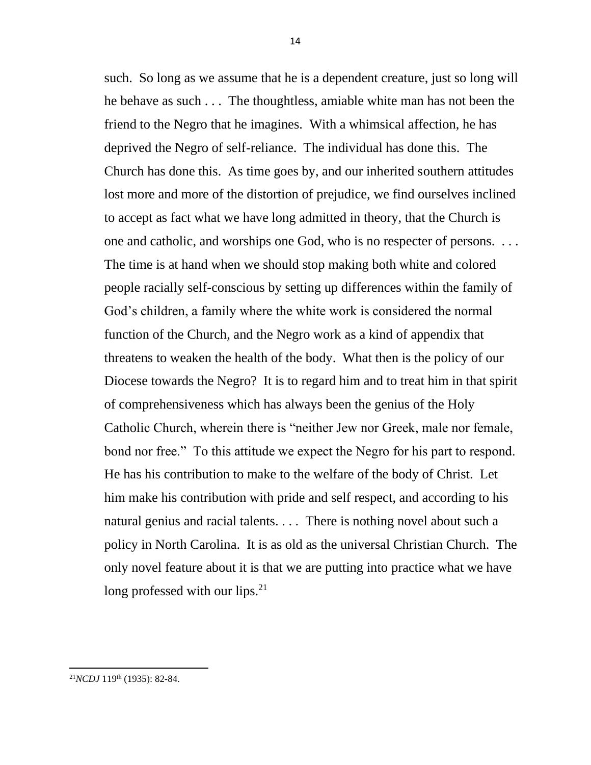such. So long as we assume that he is a dependent creature, just so long will he behave as such . . . The thoughtless, amiable white man has not been the friend to the Negro that he imagines. With a whimsical affection, he has deprived the Negro of self-reliance. The individual has done this. The Church has done this. As time goes by, and our inherited southern attitudes lost more and more of the distortion of prejudice, we find ourselves inclined to accept as fact what we have long admitted in theory, that the Church is one and catholic, and worships one God, who is no respecter of persons. . . . The time is at hand when we should stop making both white and colored people racially self-conscious by setting up differences within the family of God's children, a family where the white work is considered the normal function of the Church, and the Negro work as a kind of appendix that threatens to weaken the health of the body. What then is the policy of our Diocese towards the Negro? It is to regard him and to treat him in that spirit of comprehensiveness which has always been the genius of the Holy Catholic Church, wherein there is "neither Jew nor Greek, male nor female, bond nor free." To this attitude we expect the Negro for his part to respond. He has his contribution to make to the welfare of the body of Christ. Let him make his contribution with pride and self respect, and according to his natural genius and racial talents. . . . There is nothing novel about such a policy in North Carolina. It is as old as the universal Christian Church. The only novel feature about it is that we are putting into practice what we have long professed with our lips.[21]

[21] *NCDJ* 119th (1935): 82-84.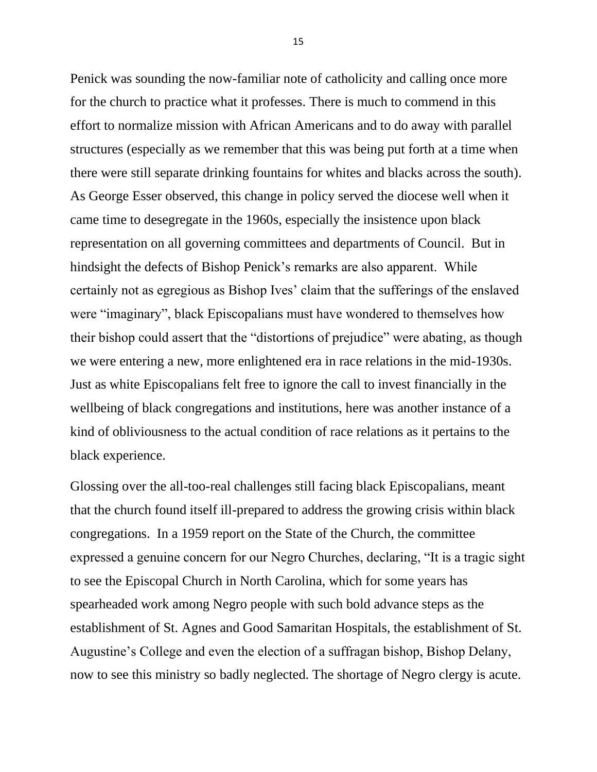Penick was sounding the now-familiar note of catholicity and calling once more for the church to practice what it professes. There is much to commend in this effort to normalize mission with African Americans and to do away with parallel structures (especially as we remember that this was being put forth at a time when there were still separate drinking fountains for whites and blacks across the south). As George Esser observed, this change in policy served the diocese well when it came time to desegregate in the 1960s, especially the insistence upon black representation on all governing committees and departments of Council. But in hindsight the defects of Bishop Penick's remarks are also apparent. While certainly not as egregious as Bishop Ives' claim that the sufferings of the enslaved were "imaginary", black Episcopalians must have wondered to themselves how their bishop could assert that the "distortions of prejudice" were abating, as though we were entering a new, more enlightened era in race relations in the mid-1930s. Just as white Episcopalians felt free to ignore the call to invest financially in the wellbeing of black congregations and institutions, here was another instance of a kind of obliviousness to the actual condition of race relations as it pertains to the black experience.

Glossing over the all-too-real challenges still facing black Episcopalians, meant that the church found itself ill-prepared to address the growing crisis within black congregations. In a 1959 report on the State of the Church, the committee expressed a genuine concern for our Negro Churches, declaring, "It is a tragic sight to see the Episcopal Church in North Carolina, which for some years has spearheaded work among Negro people with such bold advance steps as the establishment of St. Agnes and Good Samaritan Hospitals, the establishment of St. Augustine's College and even the election of a suffragan bishop, Bishop Delany, now to see this ministry so badly neglected. The shortage of Negro clergy is acute.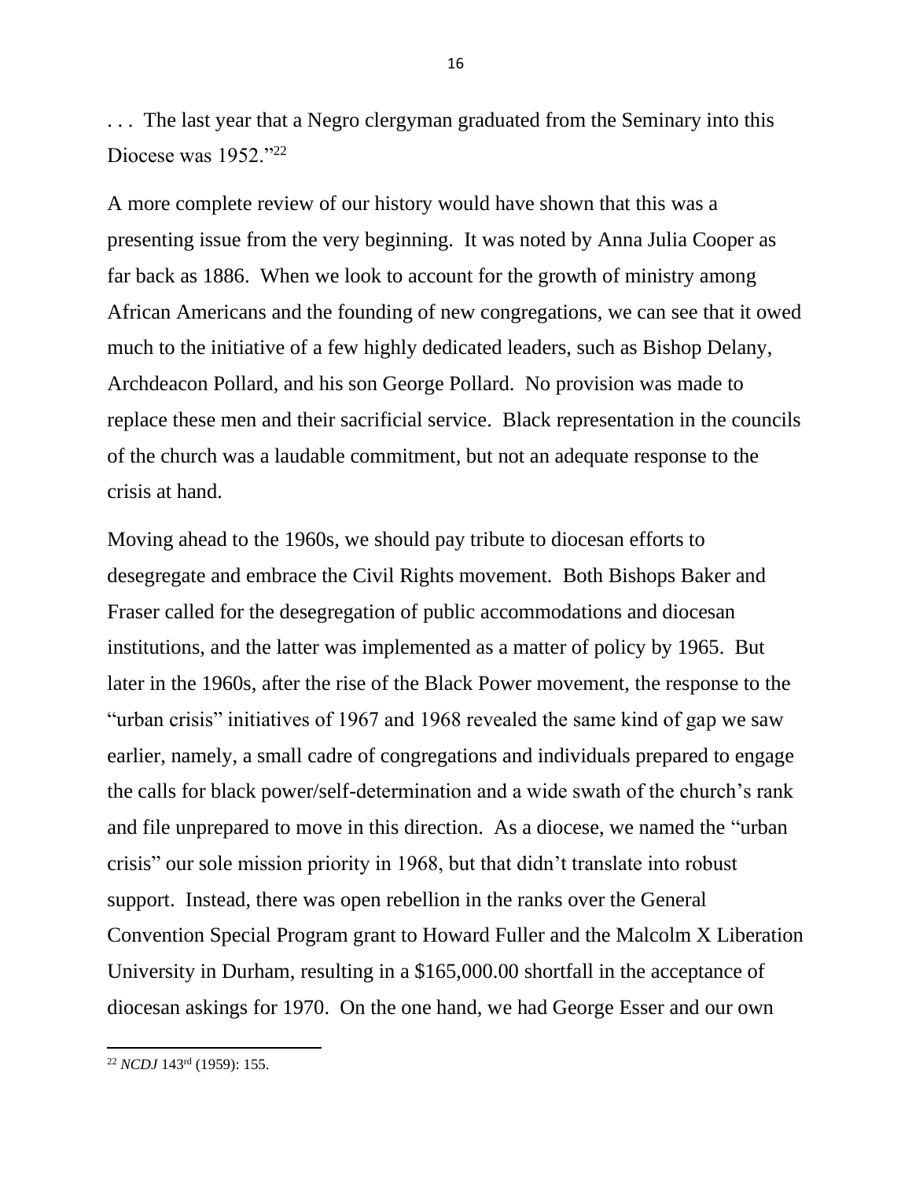. . . The last year that a Negro clergyman graduated from the Seminary into this Diocese was 1952."[22]

A more complete review of our history would have shown that this was a presenting issue from the very beginning. It was noted by Anna Julia Cooper as far back as 1886. When we look to account for the growth of ministry among African Americans and the founding of new congregations, we can see that it owed much to the initiative of a few highly dedicated leaders, such as Bishop Delany, Archdeacon Pollard, and his son George Pollard. No provision was made to replace these men and their sacrificial service. Black representation in the councils of the church was a laudable commitment, but not an adequate response to the crisis at hand.

Moving ahead to the 1960s, we should pay tribute to diocesan efforts to desegregate and embrace the Civil Rights movement. Both Bishops Baker and Fraser called for the desegregation of public accommodations and diocesan institutions, and the latter was implemented as a matter of policy by 1965. But later in the 1960s, after the rise of the Black Power movement, the response to the "urban crisis" initiatives of 1967 and 1968 revealed the same kind of gap we saw earlier, namely, a small cadre of congregations and individuals prepared to engage the calls for black power/self-determination and a wide swath of the church's rank and file unprepared to move in this direction. As a diocese, we named the "urban crisis" our sole mission priority in 1968, but that didn't translate into robust support. Instead, there was open rebellion in the ranks over the General Convention Special Program grant to Howard Fuller and the Malcolm X Liberation University in Durham, resulting in a $165,000.00 shortfall in the acceptance of diocesan askings for 1970. On the one hand, we had George Esser and our own

---

[22] *NCDJ* 143rd (1959): 155.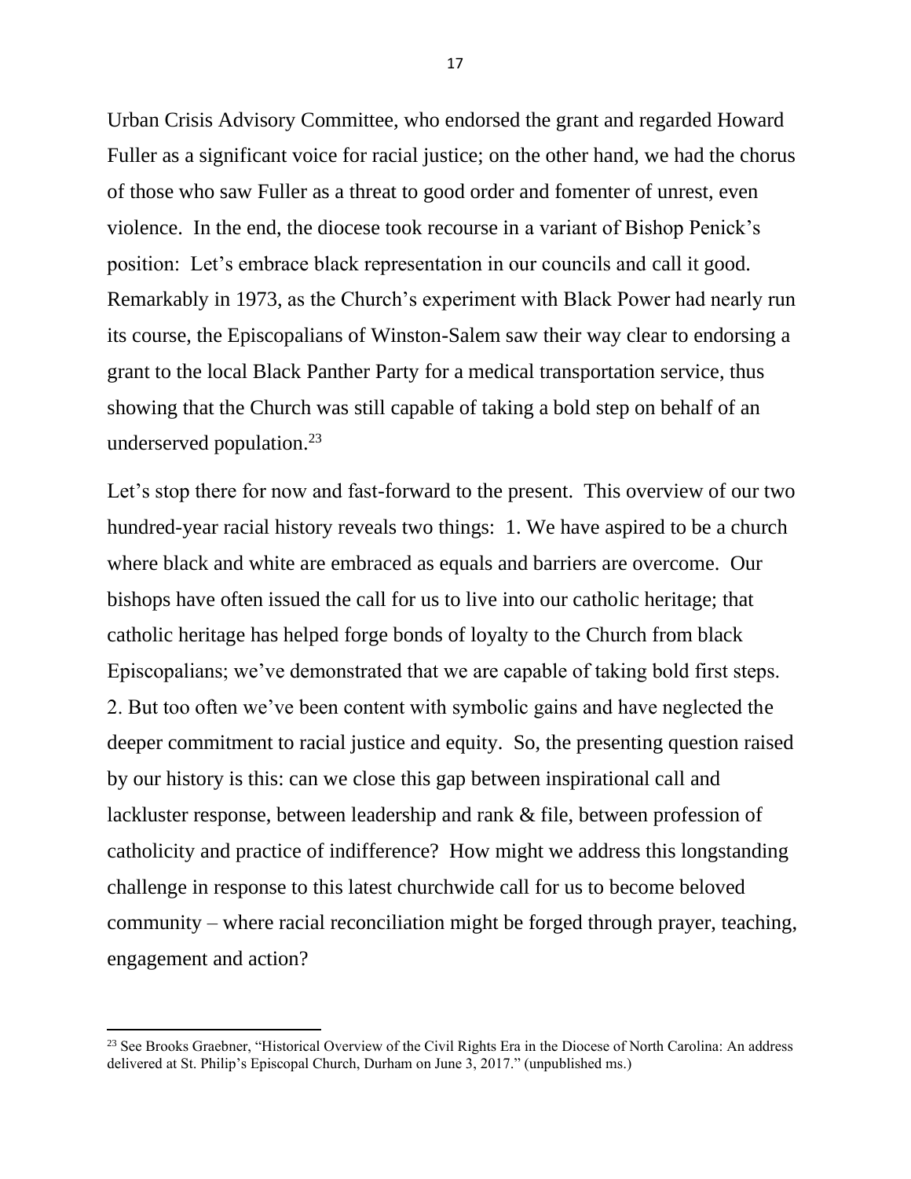Urban Crisis Advisory Committee, who endorsed the grant and regarded Howard Fuller as a significant voice for racial justice; on the other hand, we had the chorus of those who saw Fuller as a threat to good order and fomenter of unrest, even violence. In the end, the diocese took recourse in a variant of Bishop Penick's position: Let's embrace black representation in our councils and call it good. Remarkably in 1973, as the Church's experiment with Black Power had nearly run its course, the Episcopalians of Winston-Salem saw their way clear to endorsing a grant to the local Black Panther Party for a medical transportation service, thus showing that the Church was still capable of taking a bold step on behalf of an underserved population.[23]

Let's stop there for now and fast-forward to the present. This overview of our two hundred-year racial history reveals two things: 1. We have aspired to be a church where black and white are embraced as equals and barriers are overcome. Our bishops have often issued the call for us to live into our catholic heritage; that catholic heritage has helped forge bonds of loyalty to the Church from black Episcopalians; we've demonstrated that we are capable of taking bold first steps. 2. But too often we've been content with symbolic gains and have neglected the deeper commitment to racial justice and equity. So, the presenting question raised by our history is this: can we close this gap between inspirational call and lackluster response, between leadership and rank & file, between profession of catholicity and practice of indifference? How might we address this longstanding challenge in response to this latest churchwide call for us to become beloved community – where racial reconciliation might be forged through prayer, teaching, engagement and action?

---

[23] See Brooks Graebner, "Historical Overview of the Civil Rights Era in the Diocese of North Carolina: An address delivered at St. Philip's Episcopal Church, Durham on June 3, 2017." (unpublished ms.)